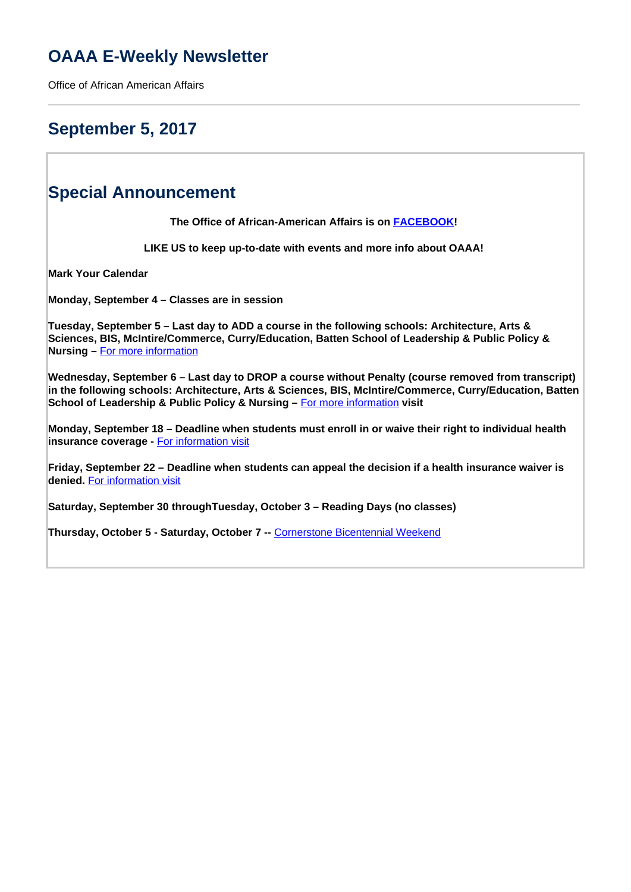# OAAA E-Weekly Newsletter

Office of African American Affairs

---

## September 5, 2017

## Special Announcement

**The Office of African-American Affairs is on FACEBOOK!**

**LIKE US to keep up-to-date with events and more info about OAAA!**

**Mark Your Calendar**

**Monday, September 4 – Classes are in session**

**Tuesday, September 5 – Last day to ADD a course in the following schools: Architecture, Arts & Sciences, BIS, McIntire/Commerce, Curry/Education, Batten School of Leadership & Public Policy & Nursing –** For more information

**Wednesday, September 6 – Last day to DROP a course without Penalty (course removed from transcript) in the following schools: Architecture, Arts & Sciences, BIS, McIntire/Commerce, Curry/Education, Batten School of Leadership & Public Policy & Nursing –** For more information **visit**

**Monday, September 18 – Deadline when students must enroll in or waive their right to individual health insurance coverage -** For information visit

**Friday, September 22 – Deadline when students can appeal the decision if a health insurance waiver is denied.** For information visit

**Saturday, September 30 throughTuesday, October 3 – Reading Days (no classes)**

**Thursday, October 5 - Saturday, October 7 --** Cornerstone Bicentennial Weekend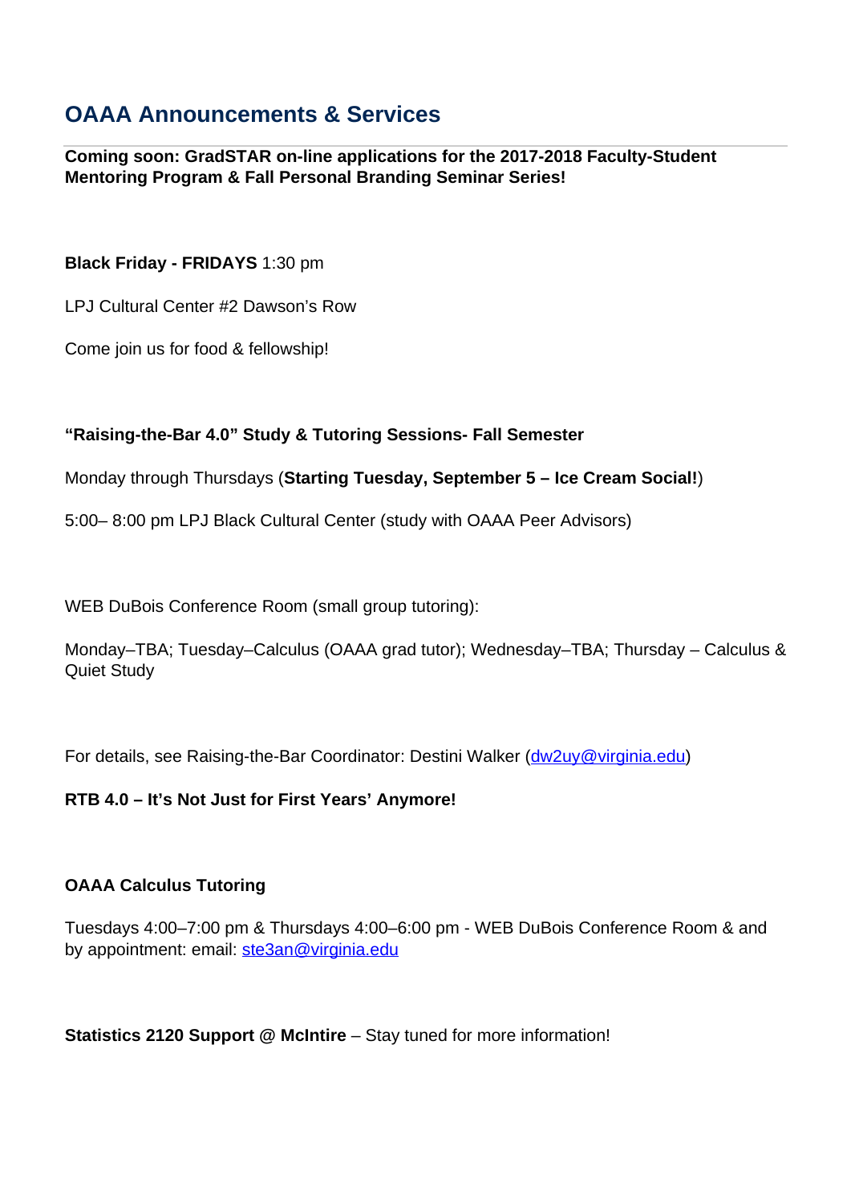## OAAA Announcements & Services

**Coming soon: GradSTAR on-line applications for the 2017-2018 Faculty-Student Mentoring Program & Fall Personal Branding Seminar Series!**

**Black Friday - FRIDAYS** 1:30 pm

LPJ Cultural Center #2 Dawson's Row

Come join us for food & fellowship!

**"Raising-the-Bar 4.0" Study & Tutoring Sessions- Fall Semester**

Monday through Thursdays (**Starting Tuesday, September 5 – Ice Cream Social!**)

5:00– 8:00 pm LPJ Black Cultural Center (study with OAAA Peer Advisors)

WEB DuBois Conference Room (small group tutoring):

Monday–TBA; Tuesday–Calculus (OAAA grad tutor); Wednesday–TBA; Thursday – Calculus & Quiet Study

For details, see Raising-the-Bar Coordinator: Destini Walker (dw2uy@virginia.edu)

**RTB 4.0 – It's Not Just for First Years' Anymore!**

**OAAA Calculus Tutoring**

Tuesdays 4:00–7:00 pm & Thursdays 4:00–6:00 pm - WEB DuBois Conference Room & and by appointment: email: ste3an@virginia.edu

**Statistics 2120 Support @ McIntire** – Stay tuned for more information!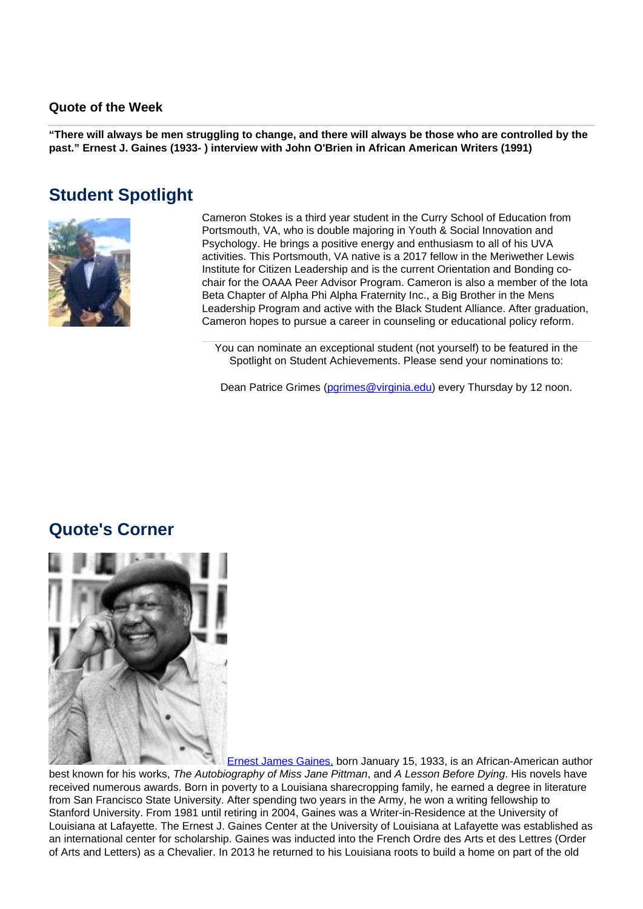### Quote of the Week

**"There will always be men struggling to change, and there will always be those who are controlled by the past." Ernest J. Gaines (1933- ) interview with John O'Brien in African American Writers (1991)**

## Student Spotlight

Cameron Stokes is a third year student in the Curry School of Education from Portsmouth, VA, who is double majoring in Youth & Social Innovation and Psychology. He brings a positive energy and enthusiasm to all of his UVA activities. This Portsmouth, VA native is a 2017 fellow in the Meriwether Lewis Institute for Citizen Leadership and is the current Orientation and Bonding co-chair for the OAAA Peer Advisor Program. Cameron is also a member of the Iota Beta Chapter of Alpha Phi Alpha Fraternity Inc., a Big Brother in the Mens Leadership Program and active with the Black Student Alliance. After graduation, Cameron hopes to pursue a career in counseling or educational policy reform.

You can nominate an exceptional student (not yourself) to be featured in the Spotlight on Student Achievements. Please send your nominations to:

Dean Patrice Grimes (pgrimes@virginia.edu) every Thursday by 12 noon.

## Quote's Corner

Ernest James Gaines, born January 15, 1933, is an African-American author best known for his works, *The Autobiography of Miss Jane Pittman*, and *A Lesson Before Dying*. His novels have received numerous awards. Born in poverty to a Louisiana sharecropping family, he earned a degree in literature from San Francisco State University. After spending two years in the Army, he won a writing fellowship to Stanford University. From 1981 until retiring in 2004, Gaines was a Writer-in-Residence at the University of Louisiana at Lafayette. The Ernest J. Gaines Center at the University of Louisiana at Lafayette was established as an international center for scholarship. Gaines was inducted into the French Ordre des Arts et des Lettres (Order of Arts and Letters) as a Chevalier. In 2013 he returned to his Louisiana roots to build a home on part of the old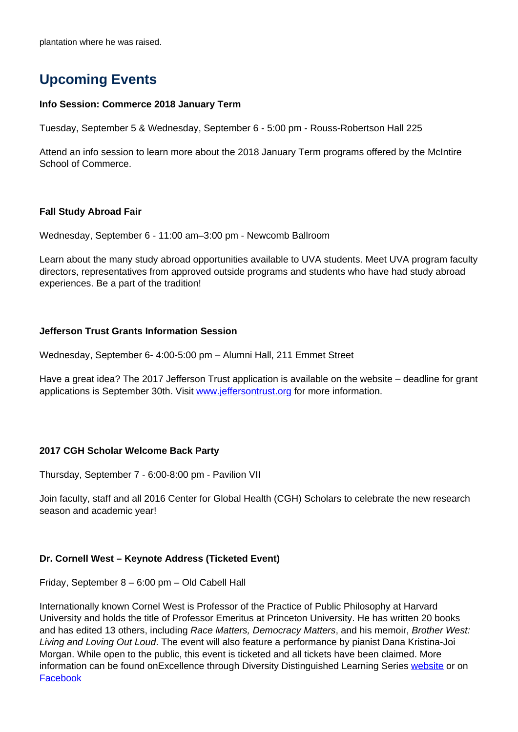plantation where he was raised.

## Upcoming Events

**Info Session: Commerce 2018 January Term**

Tuesday, September 5 & Wednesday, September 6 - 5:00 pm - Rouss-Robertson Hall 225

Attend an info session to learn more about the 2018 January Term programs offered by the McIntire School of Commerce.

**Fall Study Abroad Fair**

Wednesday, September 6 - 11:00 am–3:00 pm - Newcomb Ballroom

Learn about the many study abroad opportunities available to UVA students. Meet UVA program faculty directors, representatives from approved outside programs and students who have had study abroad experiences. Be a part of the tradition!

**Jefferson Trust Grants Information Session**

Wednesday, September 6- 4:00-5:00 pm – Alumni Hall, 211 Emmet Street

Have a great idea? The 2017 Jefferson Trust application is available on the website – deadline for grant applications is September 30th. Visit [www.jeffersontrust.org](www.jeffersontrust.org) for more information.

**2017 CGH Scholar Welcome Back Party**

Thursday, September 7 - 6:00-8:00 pm - Pavilion VII

Join faculty, staff and all 2016 Center for Global Health (CGH) Scholars to celebrate the new research season and academic year!

**Dr. Cornell West – Keynote Address (Ticketed Event)**

Friday, September 8 – 6:00 pm – Old Cabell Hall

Internationally known Cornel West is Professor of the Practice of Public Philosophy at Harvard University and holds the title of Professor Emeritus at Princeton University. He has written 20 books and has edited 13 others, including *Race Matters, Democracy Matters*, and his memoir, *Brother West: Living and Loving Out Loud*. The event will also feature a performance by pianist Dana Kristina-Joi Morgan. While open to the public, this event is ticketed and all tickets have been claimed. More information can be found onExcellence through Diversity Distinguished Learning Series website or on Facebook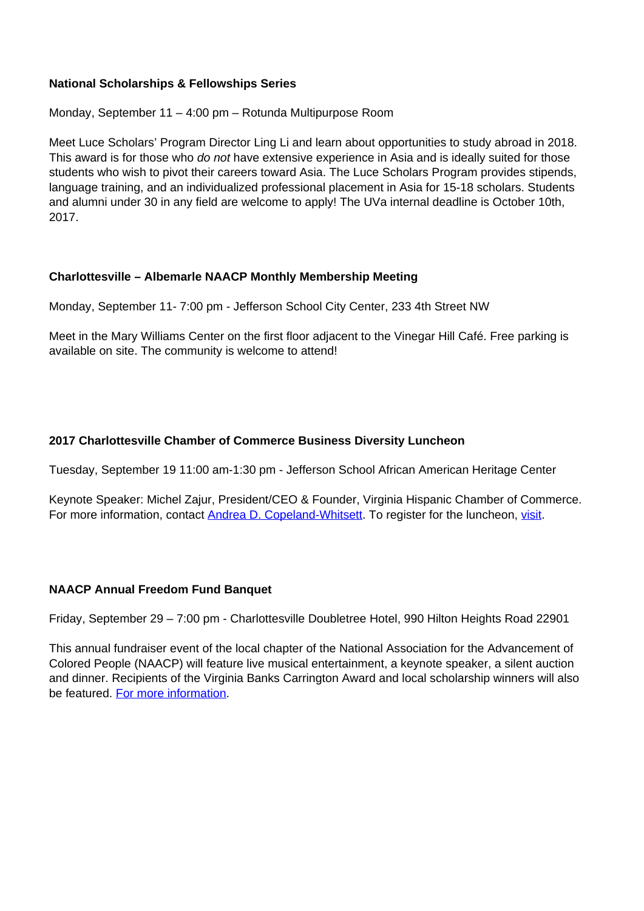**National Scholarships & Fellowships Series**

Monday, September 11 – 4:00 pm – Rotunda Multipurpose Room

Meet Luce Scholars' Program Director Ling Li and learn about opportunities to study abroad in 2018. This award is for those who *do not* have extensive experience in Asia and is ideally suited for those students who wish to pivot their careers toward Asia. The Luce Scholars Program provides stipends, language training, and an individualized professional placement in Asia for 15-18 scholars. Students and alumni under 30 in any field are welcome to apply! The UVa internal deadline is October 10th, 2017.

**Charlottesville – Albemarle NAACP Monthly Membership Meeting**

Monday, September 11- 7:00 pm - Jefferson School City Center, 233 4th Street NW

Meet in the Mary Williams Center on the first floor adjacent to the Vinegar Hill Café. Free parking is available on site. The community is welcome to attend!

**2017 Charlottesville Chamber of Commerce Business Diversity Luncheon**

Tuesday, September 19 11:00 am-1:30 pm - Jefferson School African American Heritage Center

Keynote Speaker: Michel Zajur, President/CEO & Founder, Virginia Hispanic Chamber of Commerce. For more information, contact Andrea D. Copeland-Whitsett. To register for the luncheon, visit.

**NAACP Annual Freedom Fund Banquet**

Friday, September 29 – 7:00 pm - Charlottesville Doubletree Hotel, 990 Hilton Heights Road 22901

This annual fundraiser event of the local chapter of the National Association for the Advancement of Colored People (NAACP) will feature live musical entertainment, a keynote speaker, a silent auction and dinner. Recipients of the Virginia Banks Carrington Award and local scholarship winners will also be featured. For more information.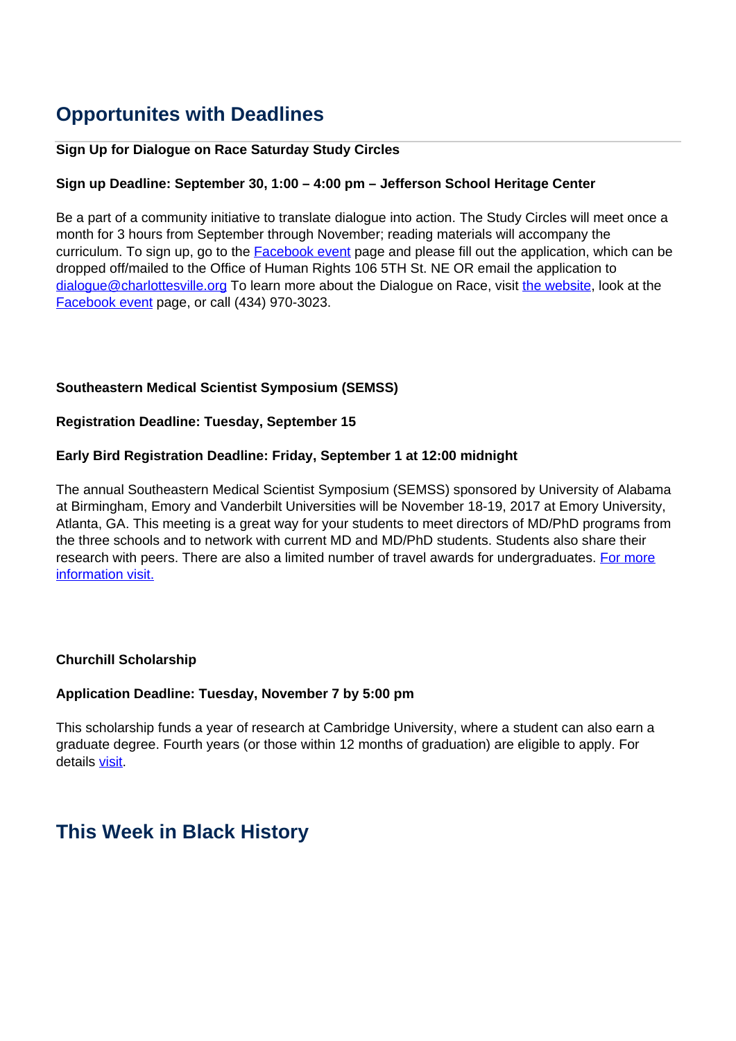## Opportunites with Deadlines

---

**Sign Up for Dialogue on Race Saturday Study Circles**

**Sign up Deadline: September 30, 1:00 – 4:00 pm – Jefferson School Heritage Center**

Be a part of a community initiative to translate dialogue into action. The Study Circles will meet once a month for 3 hours from September through November; reading materials will accompany the curriculum. To sign up, go to the [Facebook event]() page and please fill out the application, which can be dropped off/mailed to the Office of Human Rights 106 5TH St. NE OR email the application to [dialogue@charlottesville.org]() To learn more about the Dialogue on Race, visit [the website](), look at the [Facebook event]() page, or call (434) 970-3023.

**Southeastern Medical Scientist Symposium (SEMSS)**

**Registration Deadline: Tuesday, September 15**

**Early Bird Registration Deadline: Friday, September 1 at 12:00 midnight**

The annual Southeastern Medical Scientist Symposium (SEMSS) sponsored by University of Alabama at Birmingham, Emory and Vanderbilt Universities will be November 18-19, 2017 at Emory University, Atlanta, GA. This meeting is a great way for your students to meet directors of MD/PhD programs from the three schools and to network with current MD and MD/PhD students. Students also share their research with peers. There are also a limited number of travel awards for undergraduates. [For more information visit.]()

**Churchill Scholarship**

**Application Deadline: Tuesday, November 7 by 5:00 pm**

This scholarship funds a year of research at Cambridge University, where a student can also earn a graduate degree. Fourth years (or those within 12 months of graduation) are eligible to apply. For details [visit]().

## This Week in Black History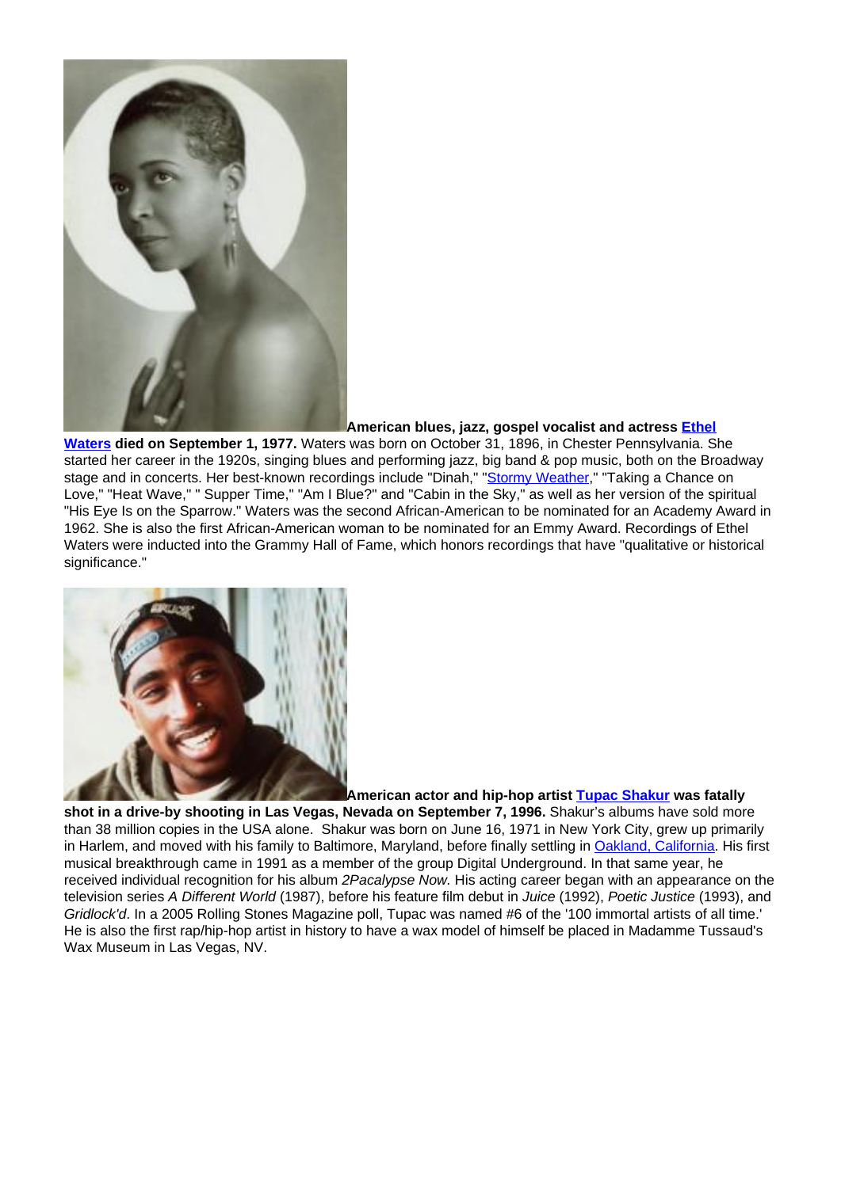**American blues, jazz, gospel vocalist and actress Ethel Waters died on September 1, 1977.** Waters was born on October 31, 1896, in Chester Pennsylvania. She started her career in the 1920s, singing blues and performing jazz, big band & pop music, both on the Broadway stage and in concerts. Her best-known recordings include "Dinah," "Stormy Weather," "Taking a Chance on Love," "Heat Wave," " Supper Time," "Am I Blue?" and "Cabin in the Sky," as well as her version of the spiritual "His Eye Is on the Sparrow." Waters was the second African-American to be nominated for an Academy Award in 1962. She is also the first African-American woman to be nominated for an Emmy Award. Recordings of Ethel Waters were inducted into the Grammy Hall of Fame, which honors recordings that have "qualitative or historical significance."

**American actor and hip-hop artist Tupac Shakur was fatally shot in a drive-by shooting in Las Vegas, Nevada on September 7, 1996.** Shakur's albums have sold more than 38 million copies in the USA alone. Shakur was born on June 16, 1971 in New York City, grew up primarily in Harlem, and moved with his family to Baltimore, Maryland, before finally settling in Oakland, California. His first musical breakthrough came in 1991 as a member of the group Digital Underground. In that same year, he received individual recognition for his album *2Pacalypse Now.* His acting career began with an appearance on the television series *A Different World* (1987), before his feature film debut in *Juice* (1992), *Poetic Justice* (1993), and *Gridlock'd*. In a 2005 Rolling Stones Magazine poll, Tupac was named #6 of the '100 immortal artists of all time.' He is also the first rap/hip-hop artist in history to have a wax model of himself be placed in Madamme Tussaud's Wax Museum in Las Vegas, NV.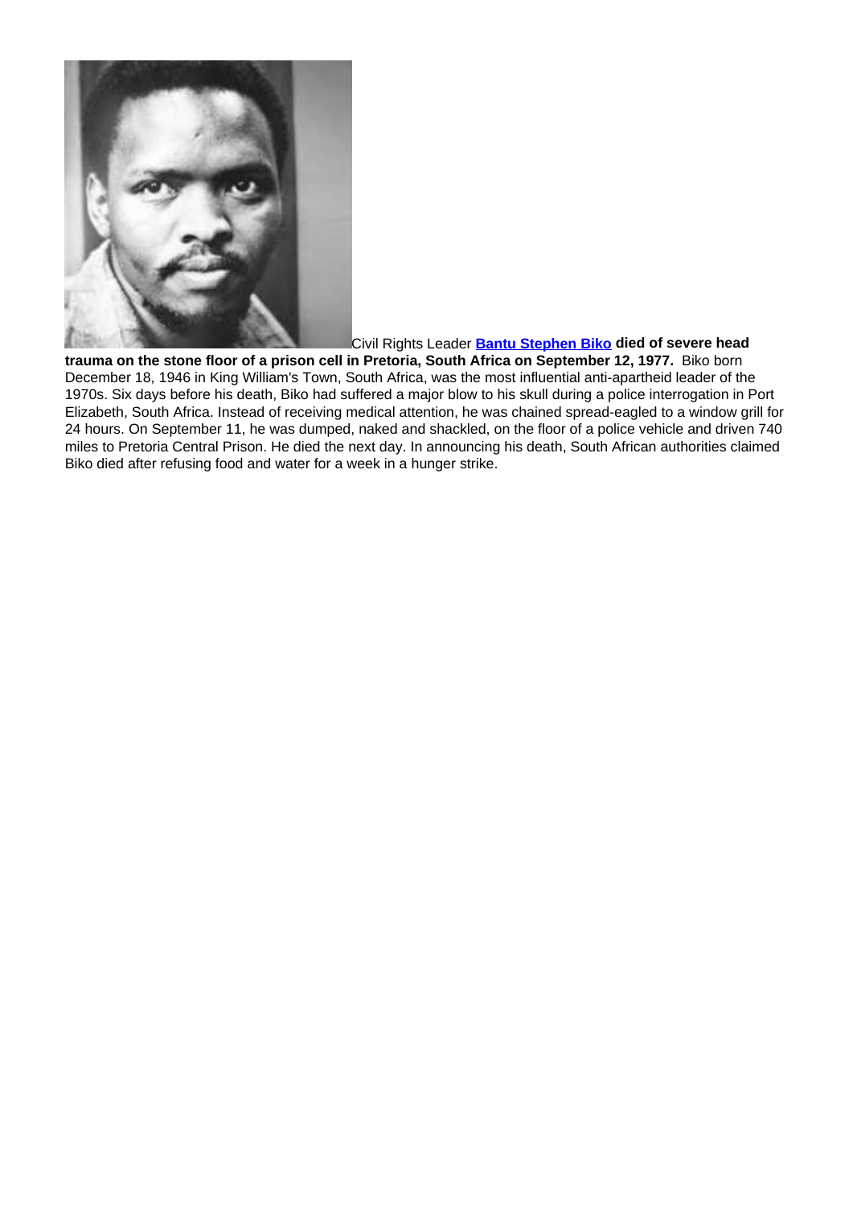Civil Rights Leader **[Bantu Stephen Biko]** **died of severe head trauma on the stone floor of a prison cell in Pretoria, South Africa on September 12, 1977.** Biko born December 18, 1946 in King William's Town, South Africa, was the most influential anti-apartheid leader of the 1970s. Six days before his death, Biko had suffered a major blow to his skull during a police interrogation in Port Elizabeth, South Africa. Instead of receiving medical attention, he was chained spread-eagled to a window grill for 24 hours. On September 11, he was dumped, naked and shackled, on the floor of a police vehicle and driven 740 miles to Pretoria Central Prison. He died the next day. In announcing his death, South African authorities claimed Biko died after refusing food and water for a week in a hunger strike.